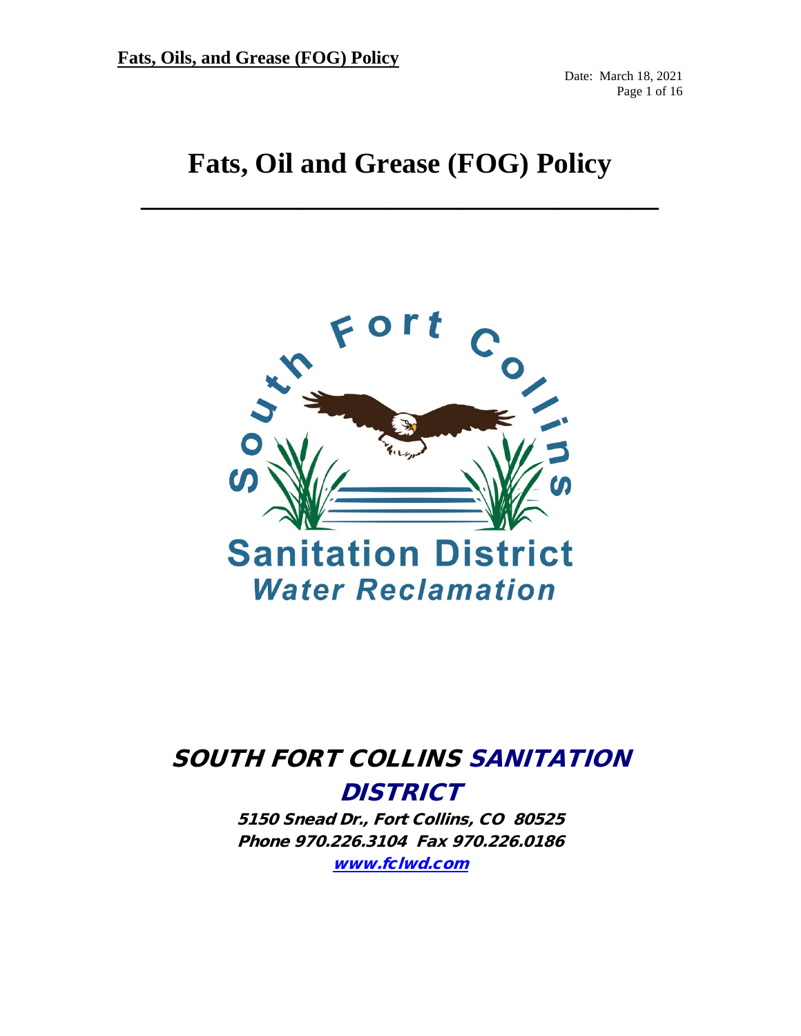# Fats, Oil and Grease (FOG) Policy

South Fort Collins Sanitation District
Water Reclamation

**SOUTH FORT COLLINS SANITATION DISTRICT**

**5150 Snead Dr., Fort Collins, CO 80525**
**Phone 970.226.3104 Fax 970.226.0186**
**www.fclwd.com**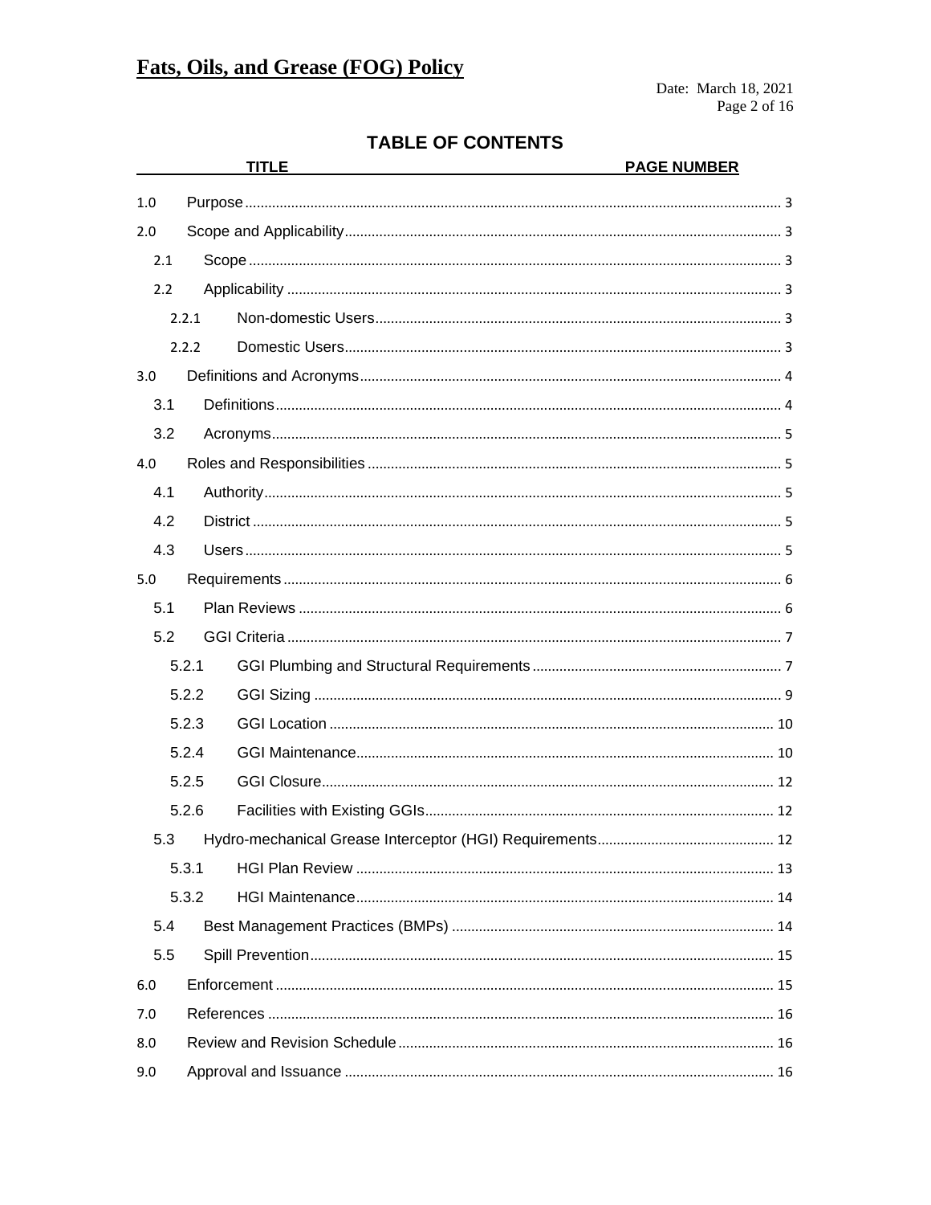## TABLE OF CONTENTS

| TITLE | | PAGE NUMBER |
|---|---|---|
| 1.0 | Purpose | 3 |
| 2.0 | Scope and Applicability | 3 |
| 2.1 | Scope | 3 |
| 2.2 | Applicability | 3 |
| 2.2.1 | Non-domestic Users | 3 |
| 2.2.2 | Domestic Users | 3 |
| 3.0 | Definitions and Acronyms | 4 |
| 3.1 | Definitions | 4 |
| 3.2 | Acronyms | 5 |
| 4.0 | Roles and Responsibilities | 5 |
| 4.1 | Authority | 5 |
| 4.2 | District | 5 |
| 4.3 | Users | 5 |
| 5.0 | Requirements | 6 |
| 5.1 | Plan Reviews | 6 |
| 5.2 | GGI Criteria | 7 |
| 5.2.1 | GGI Plumbing and Structural Requirements | 7 |
| 5.2.2 | GGI Sizing | 9 |
| 5.2.3 | GGI Location | 10 |
| 5.2.4 | GGI Maintenance | 10 |
| 5.2.5 | GGI Closure | 12 |
| 5.2.6 | Facilities with Existing GGIs | 12 |
| 5.3 | Hydro-mechanical Grease Interceptor (HGI) Requirements | 12 |
| 5.3.1 | HGI Plan Review | 13 |
| 5.3.2 | HGI Maintenance | 14 |
| 5.4 | Best Management Practices (BMPs) | 14 |
| 5.5 | Spill Prevention | 15 |
| 6.0 | Enforcement | 15 |
| 7.0 | References | 16 |
| 8.0 | Review and Revision Schedule | 16 |
| 9.0 | Approval and Issuance | 16 |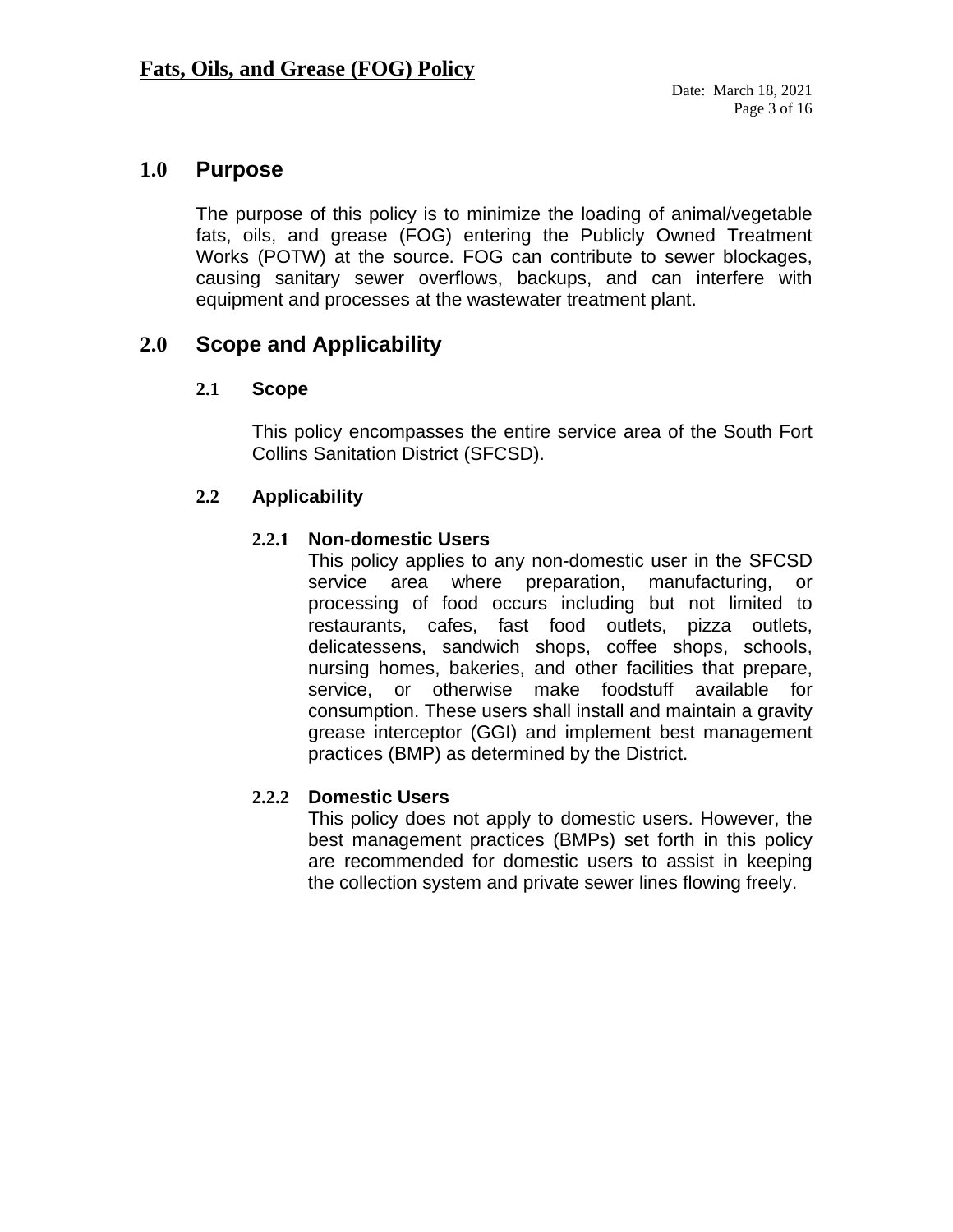## 1.0 Purpose

The purpose of this policy is to minimize the loading of animal/vegetable fats, oils, and grease (FOG) entering the Publicly Owned Treatment Works (POTW) at the source. FOG can contribute to sewer blockages, causing sanitary sewer overflows, backups, and can interfere with equipment and processes at the wastewater treatment plant.

## 2.0 Scope and Applicability

### 2.1 Scope

This policy encompasses the entire service area of the South Fort Collins Sanitation District (SFCSD).

### 2.2 Applicability

#### 2.2.1 Non-domestic Users

This policy applies to any non-domestic user in the SFCSD service area where preparation, manufacturing, or processing of food occurs including but not limited to restaurants, cafes, fast food outlets, pizza outlets, delicatessens, sandwich shops, coffee shops, schools, nursing homes, bakeries, and other facilities that prepare, service, or otherwise make foodstuff available for consumption. These users shall install and maintain a gravity grease interceptor (GGI) and implement best management practices (BMP) as determined by the District.

#### 2.2.2 Domestic Users

This policy does not apply to domestic users. However, the best management practices (BMPs) set forth in this policy are recommended for domestic users to assist in keeping the collection system and private sewer lines flowing freely.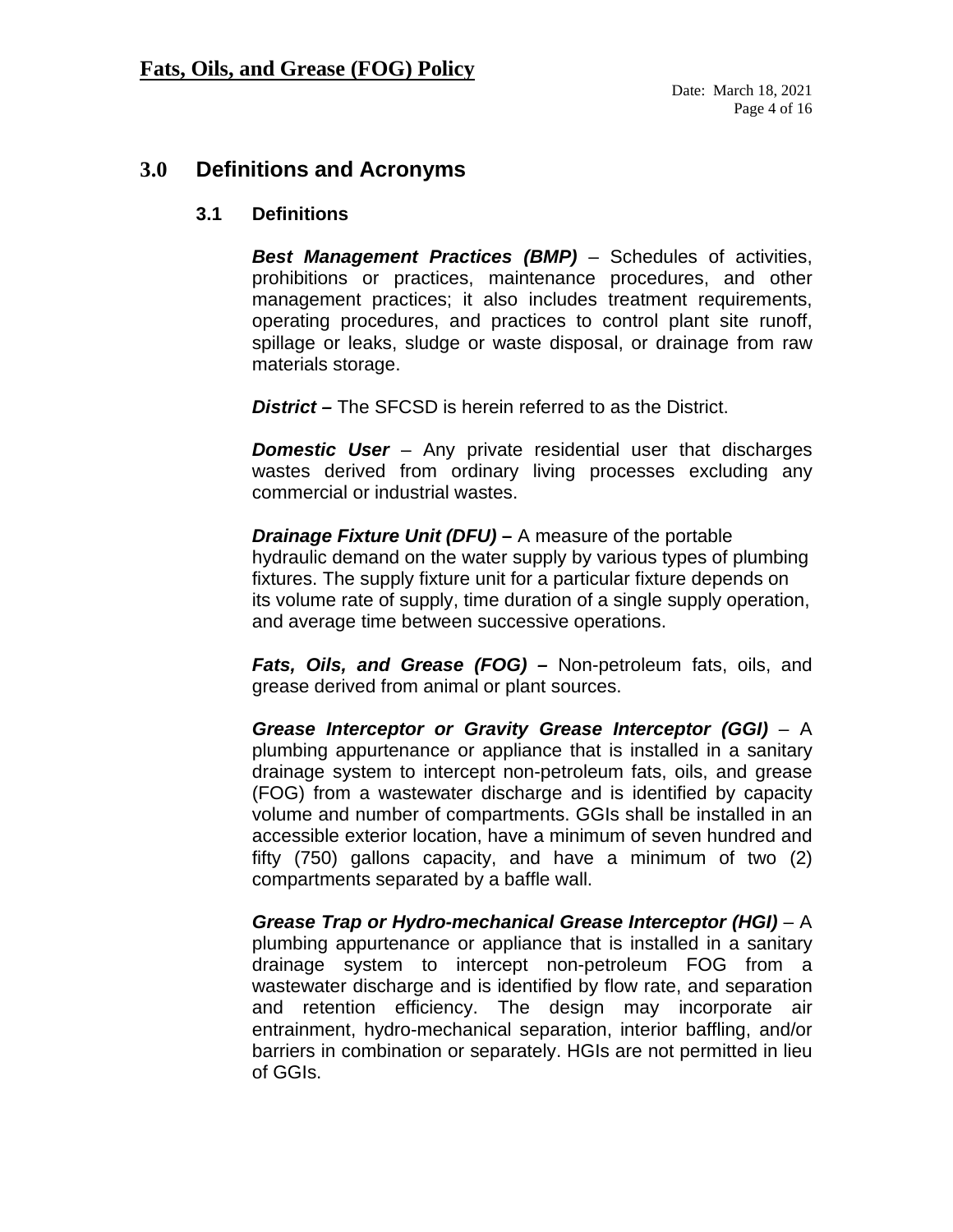# 3.0 Definitions and Acronyms

## 3.1 Definitions

***Best Management Practices (BMP)*** – Schedules of activities, prohibitions or practices, maintenance procedures, and other management practices; it also includes treatment requirements, operating procedures, and practices to control plant site runoff, spillage or leaks, sludge or waste disposal, or drainage from raw materials storage.

***District*** **–** The SFCSD is herein referred to as the District.

***Domestic User*** – Any private residential user that discharges wastes derived from ordinary living processes excluding any commercial or industrial wastes.

***Drainage Fixture Unit (DFU)*** **–** A measure of the portable hydraulic demand on the water supply by various types of plumbing fixtures. The supply fixture unit for a particular fixture depends on its volume rate of supply, time duration of a single supply operation, and average time between successive operations.

***Fats, Oils, and Grease (FOG)*** **–** Non-petroleum fats, oils, and grease derived from animal or plant sources.

***Grease Interceptor or Gravity Grease Interceptor (GGI)*** – A plumbing appurtenance or appliance that is installed in a sanitary drainage system to intercept non-petroleum fats, oils, and grease (FOG) from a wastewater discharge and is identified by capacity volume and number of compartments. GGIs shall be installed in an accessible exterior location, have a minimum of seven hundred and fifty (750) gallons capacity, and have a minimum of two (2) compartments separated by a baffle wall.

***Grease Trap or Hydro-mechanical Grease Interceptor (HGI)*** – A plumbing appurtenance or appliance that is installed in a sanitary drainage system to intercept non-petroleum FOG from a wastewater discharge and is identified by flow rate, and separation and retention efficiency. The design may incorporate air entrainment, hydro-mechanical separation, interior baffling, and/or barriers in combination or separately. HGIs are not permitted in lieu of GGIs.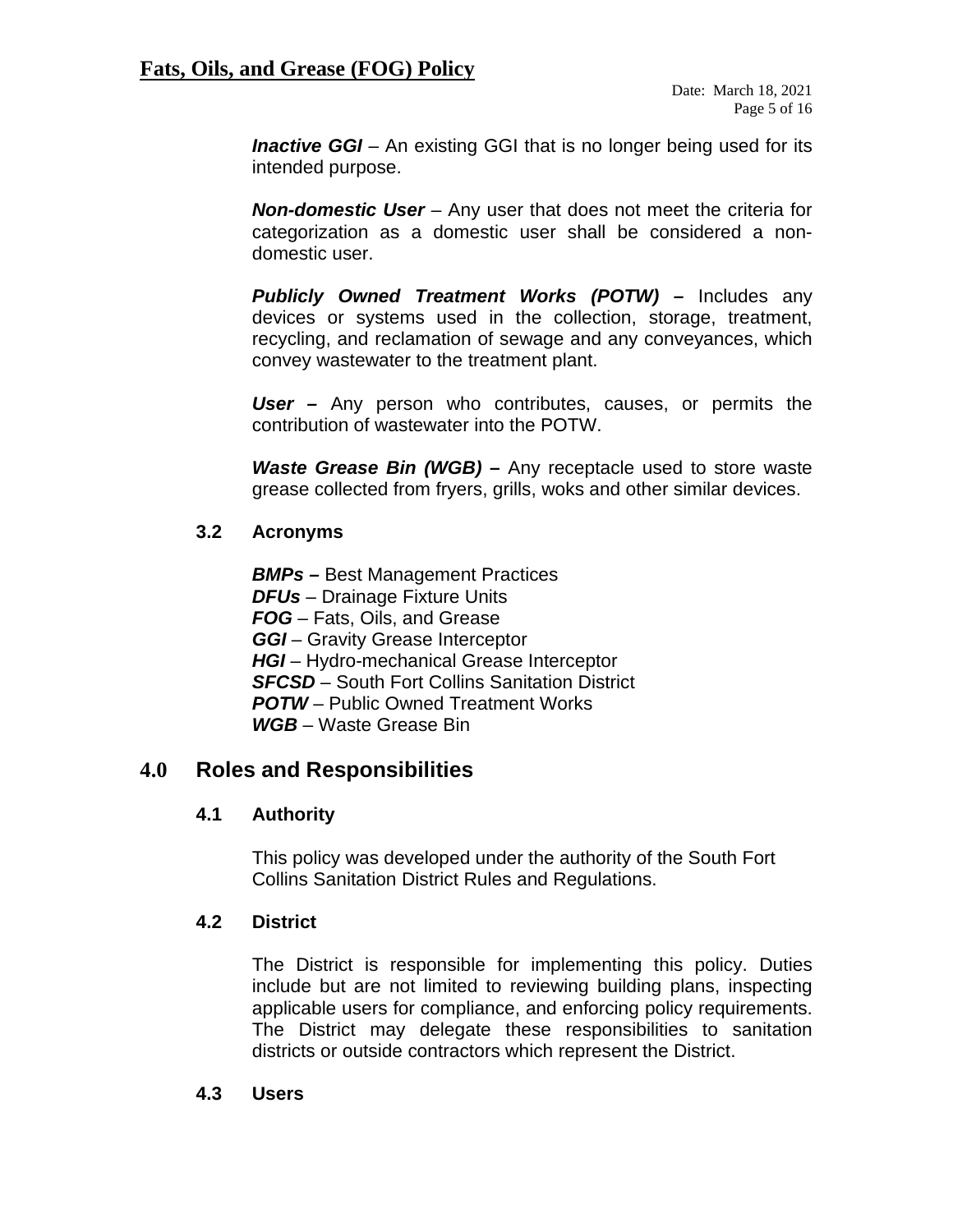***Inactive GGI*** – An existing GGI that is no longer being used for its intended purpose.

***Non-domestic User*** – Any user that does not meet the criteria for categorization as a domestic user shall be considered a non-domestic user.

***Publicly Owned Treatment Works (POTW) –*** Includes any devices or systems used in the collection, storage, treatment, recycling, and reclamation of sewage and any conveyances, which convey wastewater to the treatment plant.

***User –*** Any person who contributes, causes, or permits the contribution of wastewater into the POTW.

***Waste Grease Bin (WGB) –*** Any receptacle used to store waste grease collected from fryers, grills, woks and other similar devices.

### 3.2 Acronyms

***BMPs –*** Best Management Practices
***DFUs*** – Drainage Fixture Units
***FOG*** – Fats, Oils, and Grease
***GGI*** – Gravity Grease Interceptor
***HGI*** – Hydro-mechanical Grease Interceptor
***SFCSD*** – South Fort Collins Sanitation District
***POTW*** – Public Owned Treatment Works
***WGB*** – Waste Grease Bin

## 4.0 Roles and Responsibilities

### 4.1 Authority

This policy was developed under the authority of the South Fort Collins Sanitation District Rules and Regulations.

### 4.2 District

The District is responsible for implementing this policy. Duties include but are not limited to reviewing building plans, inspecting applicable users for compliance, and enforcing policy requirements. The District may delegate these responsibilities to sanitation districts or outside contractors which represent the District.

### 4.3 Users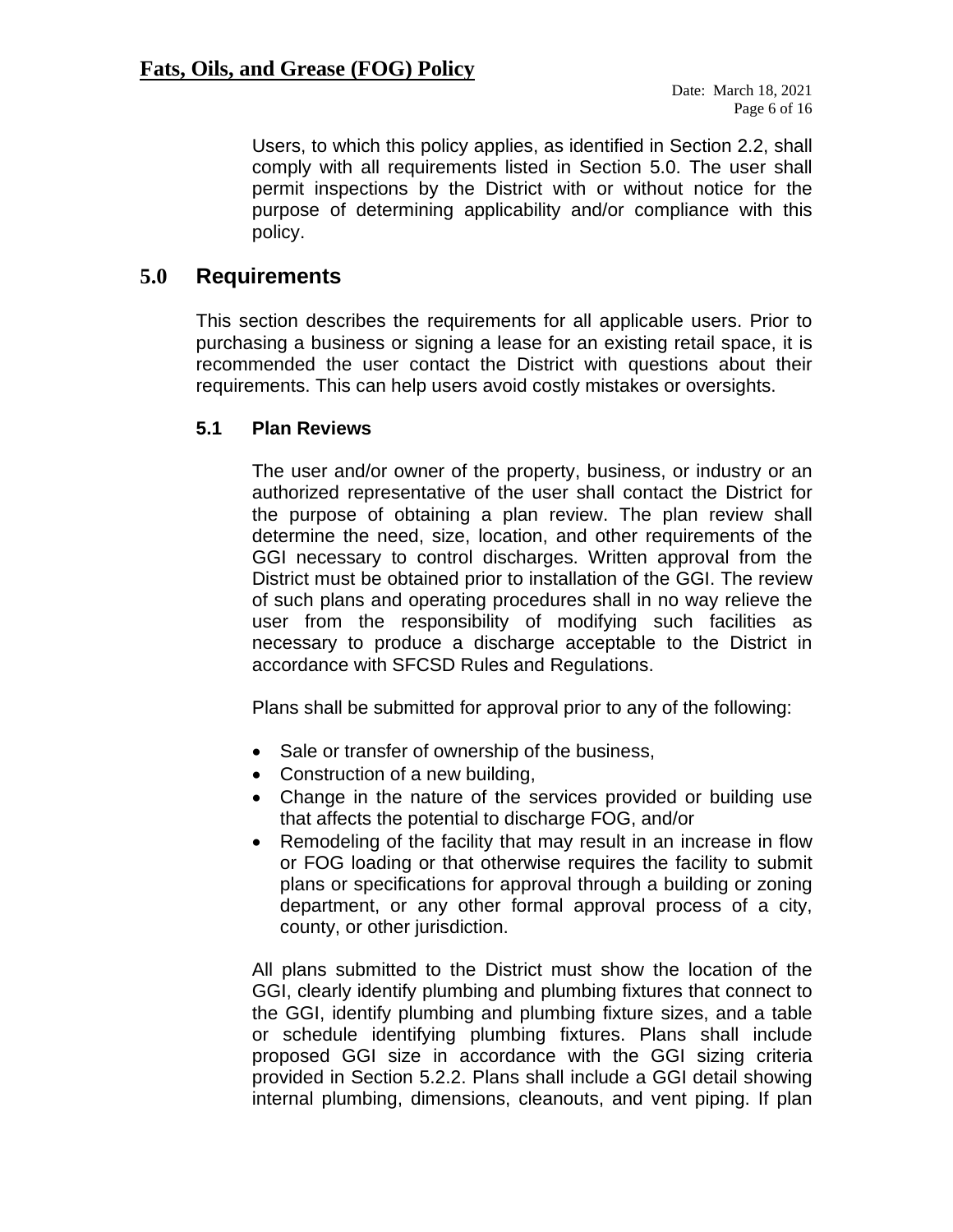Users, to which this policy applies, as identified in Section 2.2, shall comply with all requirements listed in Section 5.0. The user shall permit inspections by the District with or without notice for the purpose of determining applicability and/or compliance with this policy.

## 5.0 Requirements

This section describes the requirements for all applicable users. Prior to purchasing a business or signing a lease for an existing retail space, it is recommended the user contact the District with questions about their requirements. This can help users avoid costly mistakes or oversights.

### 5.1 Plan Reviews

The user and/or owner of the property, business, or industry or an authorized representative of the user shall contact the District for the purpose of obtaining a plan review. The plan review shall determine the need, size, location, and other requirements of the GGI necessary to control discharges. Written approval from the District must be obtained prior to installation of the GGI. The review of such plans and operating procedures shall in no way relieve the user from the responsibility of modifying such facilities as necessary to produce a discharge acceptable to the District in accordance with SFCSD Rules and Regulations.

Plans shall be submitted for approval prior to any of the following:

- Sale or transfer of ownership of the business,
- Construction of a new building,
- Change in the nature of the services provided or building use that affects the potential to discharge FOG, and/or
- Remodeling of the facility that may result in an increase in flow or FOG loading or that otherwise requires the facility to submit plans or specifications for approval through a building or zoning department, or any other formal approval process of a city, county, or other jurisdiction.

All plans submitted to the District must show the location of the GGI, clearly identify plumbing and plumbing fixtures that connect to the GGI, identify plumbing and plumbing fixture sizes, and a table or schedule identifying plumbing fixtures. Plans shall include proposed GGI size in accordance with the GGI sizing criteria provided in Section 5.2.2. Plans shall include a GGI detail showing internal plumbing, dimensions, cleanouts, and vent piping. If plan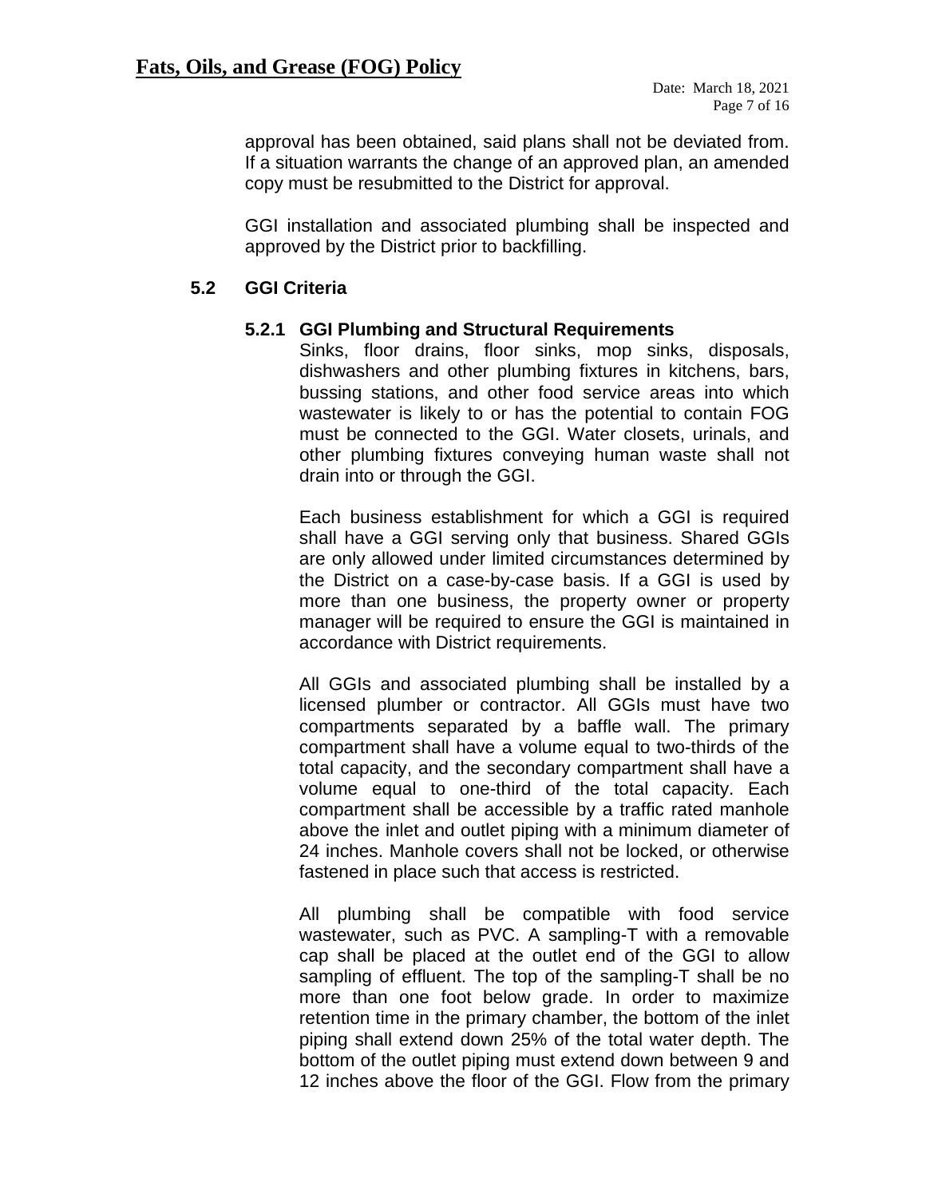approval has been obtained, said plans shall not be deviated from. If a situation warrants the change of an approved plan, an amended copy must be resubmitted to the District for approval.

GGI installation and associated plumbing shall be inspected and approved by the District prior to backfilling.

## 5.2 GGI Criteria

### 5.2.1 GGI Plumbing and Structural Requirements

Sinks, floor drains, floor sinks, mop sinks, disposals, dishwashers and other plumbing fixtures in kitchens, bars, bussing stations, and other food service areas into which wastewater is likely to or has the potential to contain FOG must be connected to the GGI. Water closets, urinals, and other plumbing fixtures conveying human waste shall not drain into or through the GGI.

Each business establishment for which a GGI is required shall have a GGI serving only that business. Shared GGIs are only allowed under limited circumstances determined by the District on a case-by-case basis. If a GGI is used by more than one business, the property owner or property manager will be required to ensure the GGI is maintained in accordance with District requirements.

All GGIs and associated plumbing shall be installed by a licensed plumber or contractor. All GGIs must have two compartments separated by a baffle wall. The primary compartment shall have a volume equal to two-thirds of the total capacity, and the secondary compartment shall have a volume equal to one-third of the total capacity. Each compartment shall be accessible by a traffic rated manhole above the inlet and outlet piping with a minimum diameter of 24 inches. Manhole covers shall not be locked, or otherwise fastened in place such that access is restricted.

All plumbing shall be compatible with food service wastewater, such as PVC. A sampling-T with a removable cap shall be placed at the outlet end of the GGI to allow sampling of effluent. The top of the sampling-T shall be no more than one foot below grade. In order to maximize retention time in the primary chamber, the bottom of the inlet piping shall extend down 25% of the total water depth. The bottom of the outlet piping must extend down between 9 and 12 inches above the floor of the GGI. Flow from the primary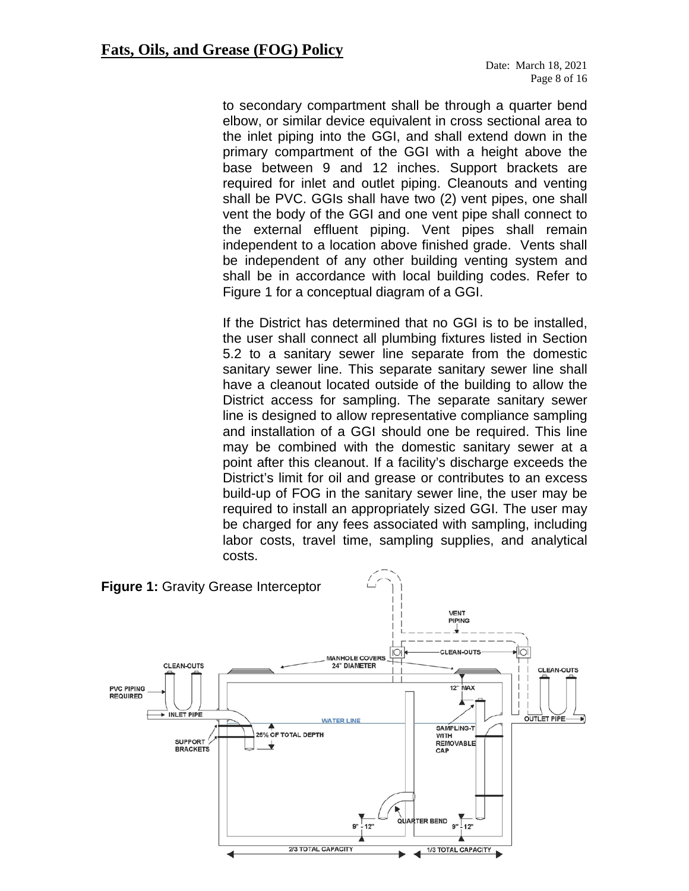to secondary compartment shall be through a quarter bend elbow, or similar device equivalent in cross sectional area to the inlet piping into the GGI, and shall extend down in the primary compartment of the GGI with a height above the base between 9 and 12 inches. Support brackets are required for inlet and outlet piping. Cleanouts and venting shall be PVC. GGIs shall have two (2) vent pipes, one shall vent the body of the GGI and one vent pipe shall connect to the external effluent piping. Vent pipes shall remain independent to a location above finished grade. Vents shall be independent of any other building venting system and shall be in accordance with local building codes. Refer to Figure 1 for a conceptual diagram of a GGI.

If the District has determined that no GGI is to be installed, the user shall connect all plumbing fixtures listed in Section 5.2 to a sanitary sewer line separate from the domestic sanitary sewer line. This separate sanitary sewer line shall have a cleanout located outside of the building to allow the District access for sampling. The separate sanitary sewer line is designed to allow representative compliance sampling and installation of a GGI should one be required. This line may be combined with the domestic sanitary sewer at a point after this cleanout. If a facility's discharge exceeds the District's limit for oil and grease or contributes to an excess build-up of FOG in the sanitary sewer line, the user may be required to install an appropriately sized GGI. The user may be charged for any fees associated with sampling, including labor costs, travel time, sampling supplies, and analytical costs.

**Figure 1:** Gravity Grease Interceptor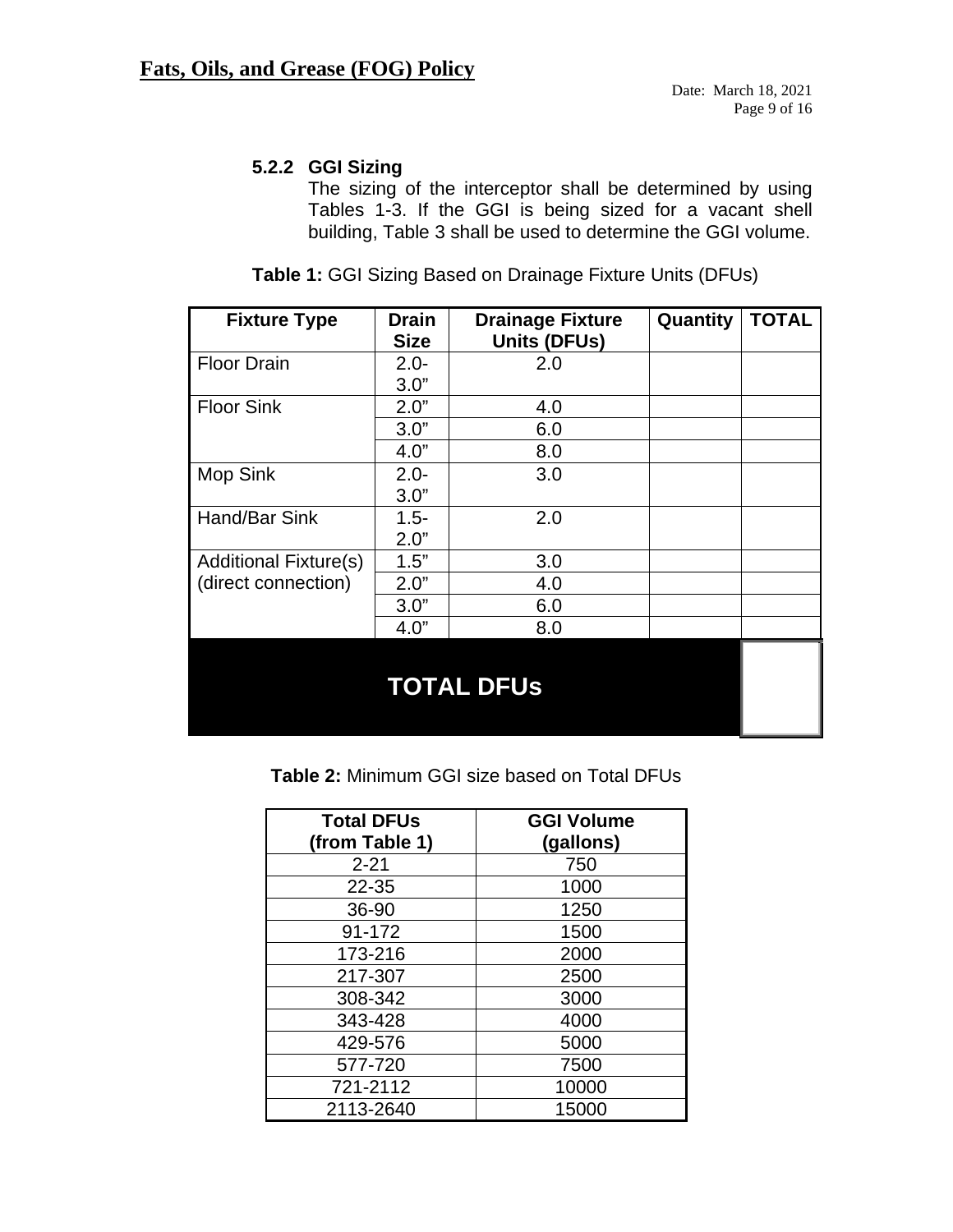### 5.2.2 GGI Sizing

The sizing of the interceptor shall be determined by using Tables 1-3. If the GGI is being sized for a vacant shell building, Table 3 shall be used to determine the GGI volume.

**Table 1:** GGI Sizing Based on Drainage Fixture Units (DFUs)

| Fixture Type | Drain Size | Drainage Fixture Units (DFUs) | Quantity | TOTAL |
|---|---|---|---|---|
| Floor Drain | 2.0-3.0” | 2.0 | | |
| Floor Sink | 2.0” | 4.0 | | |
| | 3.0” | 6.0 | | |
| | 4.0” | 8.0 | | |
| Mop Sink | 2.0-3.0” | 3.0 | | |
| Hand/Bar Sink | 1.5-2.0” | 2.0 | | |
| Additional Fixture(s) (direct connection) | 1.5” | 3.0 | | |
| | 2.0” | 4.0 | | |
| | 3.0” | 6.0 | | |
| | 4.0” | 8.0 | | |
| **TOTAL DFUs** | | | | |

**Table 2:** Minimum GGI size based on Total DFUs

| Total DFUs (from Table 1) | GGI Volume (gallons) |
|---|---|
| 2-21 | 750 |
| 22-35 | 1000 |
| 36-90 | 1250 |
| 91-172 | 1500 |
| 173-216 | 2000 |
| 217-307 | 2500 |
| 308-342 | 3000 |
| 343-428 | 4000 |
| 429-576 | 5000 |
| 577-720 | 7500 |
| 721-2112 | 10000 |
| 2113-2640 | 15000 |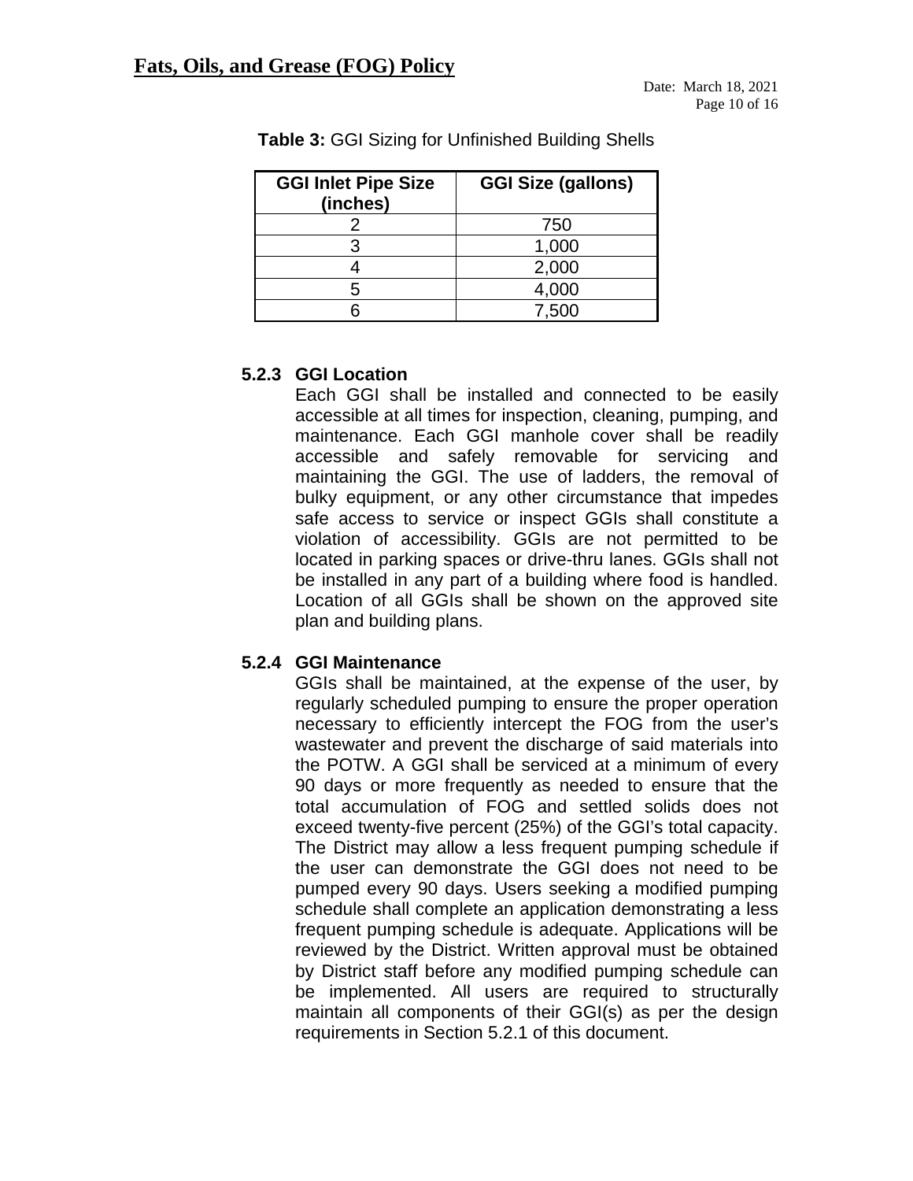**Table 3:** GGI Sizing for Unfinished Building Shells

| GGI Inlet Pipe Size (inches) | GGI Size (gallons) |
|---|---|
| 2 | 750 |
| 3 | 1,000 |
| 4 | 2,000 |
| 5 | 4,000 |
| 6 | 7,500 |

### 5.2.3 GGI Location

Each GGI shall be installed and connected to be easily accessible at all times for inspection, cleaning, pumping, and maintenance. Each GGI manhole cover shall be readily accessible and safely removable for servicing and maintaining the GGI. The use of ladders, the removal of bulky equipment, or any other circumstance that impedes safe access to service or inspect GGIs shall constitute a violation of accessibility. GGIs are not permitted to be located in parking spaces or drive-thru lanes. GGIs shall not be installed in any part of a building where food is handled. Location of all GGIs shall be shown on the approved site plan and building plans.

### 5.2.4 GGI Maintenance

GGIs shall be maintained, at the expense of the user, by regularly scheduled pumping to ensure the proper operation necessary to efficiently intercept the FOG from the user's wastewater and prevent the discharge of said materials into the POTW. A GGI shall be serviced at a minimum of every 90 days or more frequently as needed to ensure that the total accumulation of FOG and settled solids does not exceed twenty-five percent (25%) of the GGI's total capacity. The District may allow a less frequent pumping schedule if the user can demonstrate the GGI does not need to be pumped every 90 days. Users seeking a modified pumping schedule shall complete an application demonstrating a less frequent pumping schedule is adequate. Applications will be reviewed by the District. Written approval must be obtained by District staff before any modified pumping schedule can be implemented. All users are required to structurally maintain all components of their GGI(s) as per the design requirements in Section 5.2.1 of this document.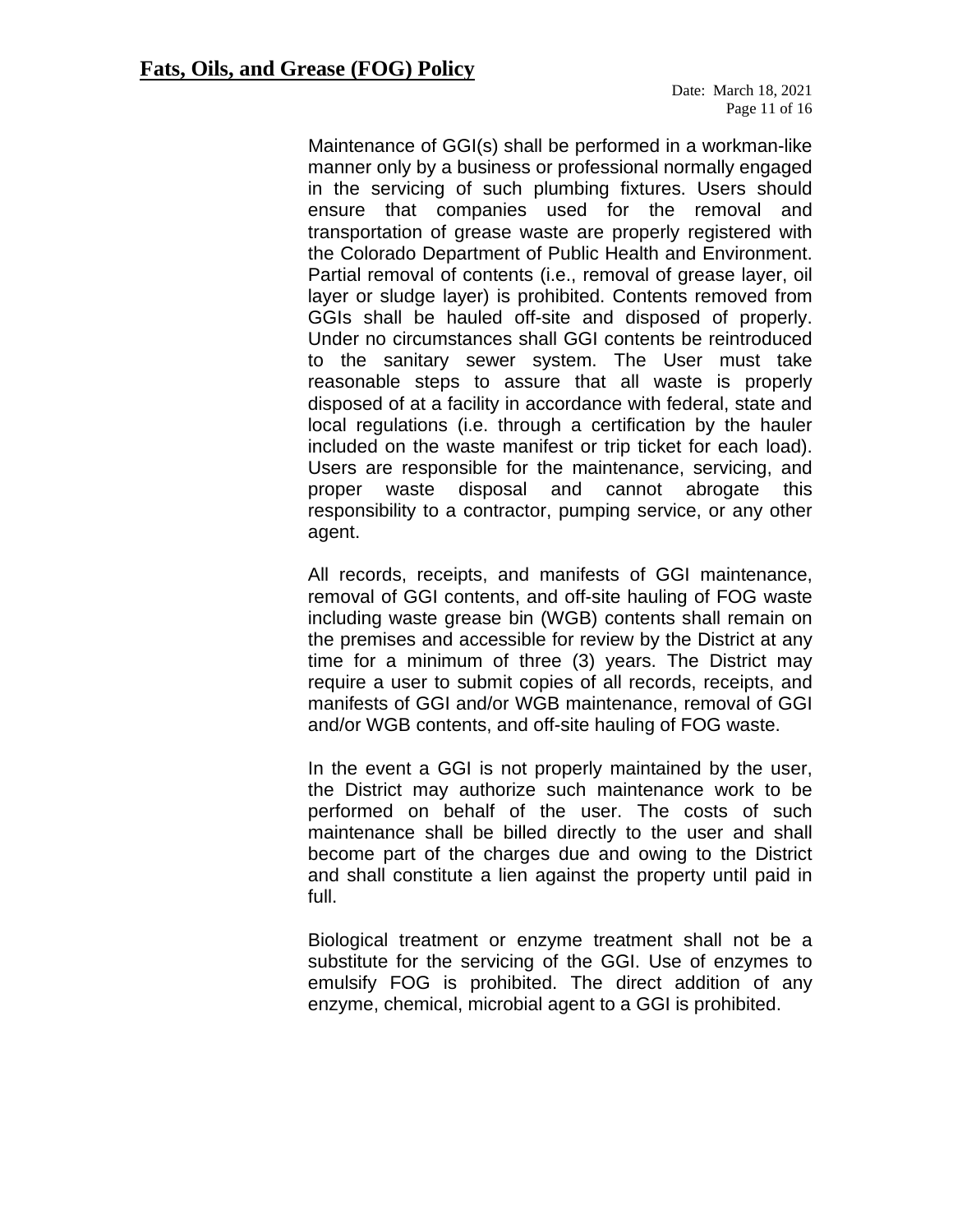Maintenance of GGI(s) shall be performed in a workman-like manner only by a business or professional normally engaged in the servicing of such plumbing fixtures. Users should ensure that companies used for the removal and transportation of grease waste are properly registered with the Colorado Department of Public Health and Environment. Partial removal of contents (i.e., removal of grease layer, oil layer or sludge layer) is prohibited. Contents removed from GGIs shall be hauled off-site and disposed of properly. Under no circumstances shall GGI contents be reintroduced to the sanitary sewer system. The User must take reasonable steps to assure that all waste is properly disposed of at a facility in accordance with federal, state and local regulations (i.e. through a certification by the hauler included on the waste manifest or trip ticket for each load). Users are responsible for the maintenance, servicing, and proper waste disposal and cannot abrogate this responsibility to a contractor, pumping service, or any other agent.

All records, receipts, and manifests of GGI maintenance, removal of GGI contents, and off-site hauling of FOG waste including waste grease bin (WGB) contents shall remain on the premises and accessible for review by the District at any time for a minimum of three (3) years. The District may require a user to submit copies of all records, receipts, and manifests of GGI and/or WGB maintenance, removal of GGI and/or WGB contents, and off-site hauling of FOG waste.

In the event a GGI is not properly maintained by the user, the District may authorize such maintenance work to be performed on behalf of the user. The costs of such maintenance shall be billed directly to the user and shall become part of the charges due and owing to the District and shall constitute a lien against the property until paid in full.

Biological treatment or enzyme treatment shall not be a substitute for the servicing of the GGI. Use of enzymes to emulsify FOG is prohibited. The direct addition of any enzyme, chemical, microbial agent to a GGI is prohibited.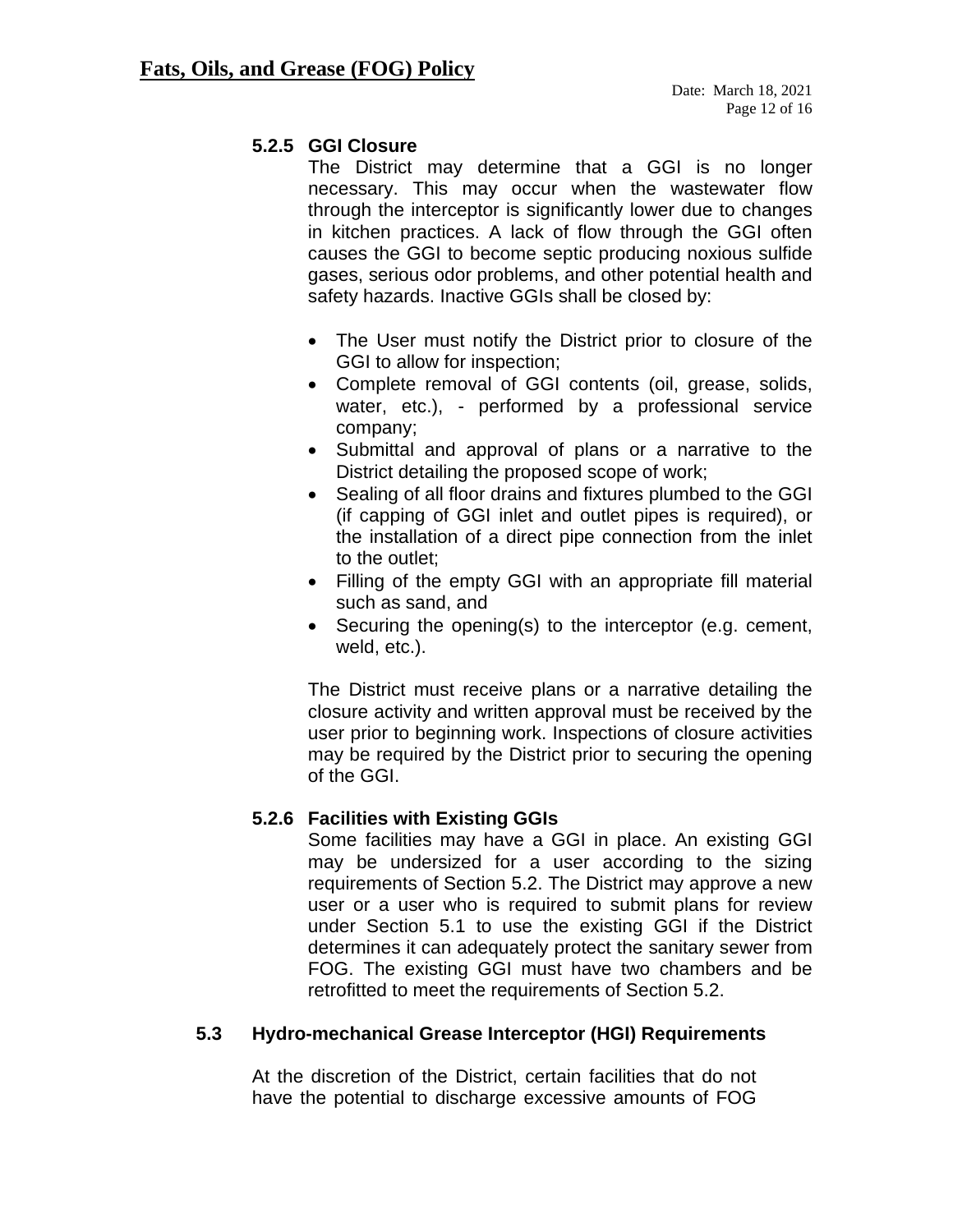#### 5.2.5 GGI Closure

The District may determine that a GGI is no longer necessary. This may occur when the wastewater flow through the interceptor is significantly lower due to changes in kitchen practices. A lack of flow through the GGI often causes the GGI to become septic producing noxious sulfide gases, serious odor problems, and other potential health and safety hazards. Inactive GGIs shall be closed by:

- The User must notify the District prior to closure of the GGI to allow for inspection;
- Complete removal of GGI contents (oil, grease, solids, water, etc.), - performed by a professional service company;
- Submittal and approval of plans or a narrative to the District detailing the proposed scope of work;
- Sealing of all floor drains and fixtures plumbed to the GGI (if capping of GGI inlet and outlet pipes is required), or the installation of a direct pipe connection from the inlet to the outlet;
- Filling of the empty GGI with an appropriate fill material such as sand, and
- Securing the opening(s) to the interceptor (e.g. cement, weld, etc.).

The District must receive plans or a narrative detailing the closure activity and written approval must be received by the user prior to beginning work. Inspections of closure activities may be required by the District prior to securing the opening of the GGI.

#### 5.2.6 Facilities with Existing GGIs

Some facilities may have a GGI in place. An existing GGI may be undersized for a user according to the sizing requirements of Section 5.2. The District may approve a new user or a user who is required to submit plans for review under Section 5.1 to use the existing GGI if the District determines it can adequately protect the sanitary sewer from FOG. The existing GGI must have two chambers and be retrofitted to meet the requirements of Section 5.2.

### 5.3 Hydro-mechanical Grease Interceptor (HGI) Requirements

At the discretion of the District, certain facilities that do not have the potential to discharge excessive amounts of FOG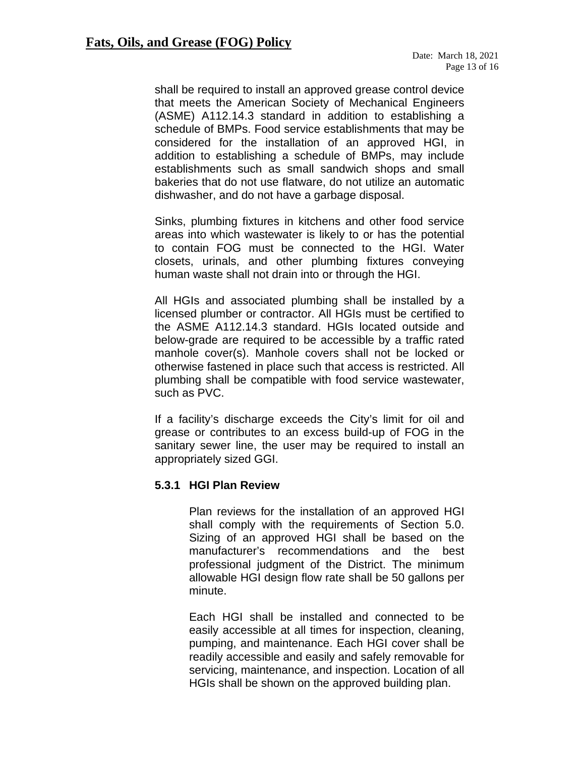shall be required to install an approved grease control device that meets the American Society of Mechanical Engineers (ASME) A112.14.3 standard in addition to establishing a schedule of BMPs. Food service establishments that may be considered for the installation of an approved HGI, in addition to establishing a schedule of BMPs, may include establishments such as small sandwich shops and small bakeries that do not use flatware, do not utilize an automatic dishwasher, and do not have a garbage disposal.

Sinks, plumbing fixtures in kitchens and other food service areas into which wastewater is likely to or has the potential to contain FOG must be connected to the HGI. Water closets, urinals, and other plumbing fixtures conveying human waste shall not drain into or through the HGI.

All HGIs and associated plumbing shall be installed by a licensed plumber or contractor. All HGIs must be certified to the ASME A112.14.3 standard. HGIs located outside and below-grade are required to be accessible by a traffic rated manhole cover(s). Manhole covers shall not be locked or otherwise fastened in place such that access is restricted. All plumbing shall be compatible with food service wastewater, such as PVC.

If a facility's discharge exceeds the City's limit for oil and grease or contributes to an excess build-up of FOG in the sanitary sewer line, the user may be required to install an appropriately sized GGI.

### 5.3.1 HGI Plan Review

Plan reviews for the installation of an approved HGI shall comply with the requirements of Section 5.0. Sizing of an approved HGI shall be based on the manufacturer's recommendations and the best professional judgment of the District. The minimum allowable HGI design flow rate shall be 50 gallons per minute.

Each HGI shall be installed and connected to be easily accessible at all times for inspection, cleaning, pumping, and maintenance. Each HGI cover shall be readily accessible and easily and safely removable for servicing, maintenance, and inspection. Location of all HGIs shall be shown on the approved building plan.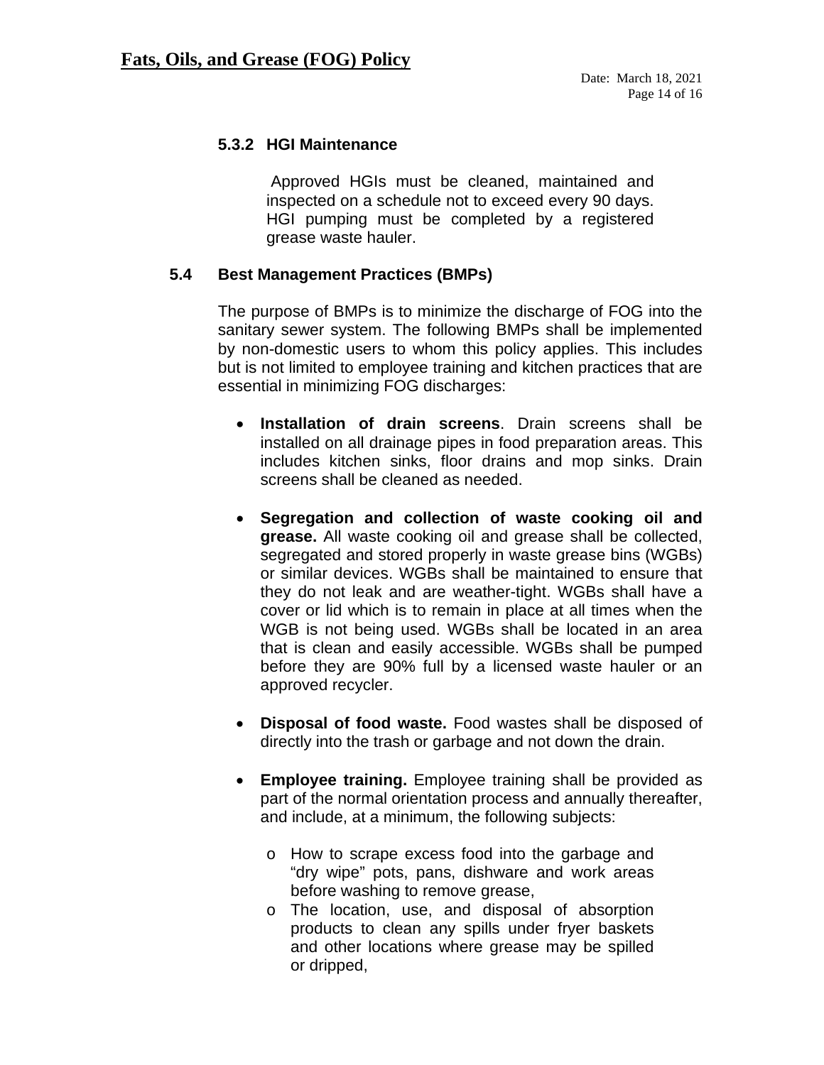#### 5.3.2 HGI Maintenance

Approved HGIs must be cleaned, maintained and inspected on a schedule not to exceed every 90 days. HGI pumping must be completed by a registered grease waste hauler.

### 5.4 Best Management Practices (BMPs)

The purpose of BMPs is to minimize the discharge of FOG into the sanitary sewer system. The following BMPs shall be implemented by non-domestic users to whom this policy applies. This includes but is not limited to employee training and kitchen practices that are essential in minimizing FOG discharges:

- **Installation of drain screens**. Drain screens shall be installed on all drainage pipes in food preparation areas. This includes kitchen sinks, floor drains and mop sinks. Drain screens shall be cleaned as needed.

- **Segregation and collection of waste cooking oil and grease.** All waste cooking oil and grease shall be collected, segregated and stored properly in waste grease bins (WGBs) or similar devices. WGBs shall be maintained to ensure that they do not leak and are weather-tight. WGBs shall have a cover or lid which is to remain in place at all times when the WGB is not being used. WGBs shall be located in an area that is clean and easily accessible. WGBs shall be pumped before they are 90% full by a licensed waste hauler or an approved recycler.

- **Disposal of food waste.** Food wastes shall be disposed of directly into the trash or garbage and not down the drain.

- **Employee training.** Employee training shall be provided as part of the normal orientation process and annually thereafter, and include, at a minimum, the following subjects:

  - How to scrape excess food into the garbage and "dry wipe" pots, pans, dishware and work areas before washing to remove grease,
  - The location, use, and disposal of absorption products to clean any spills under fryer baskets and other locations where grease may be spilled or dripped,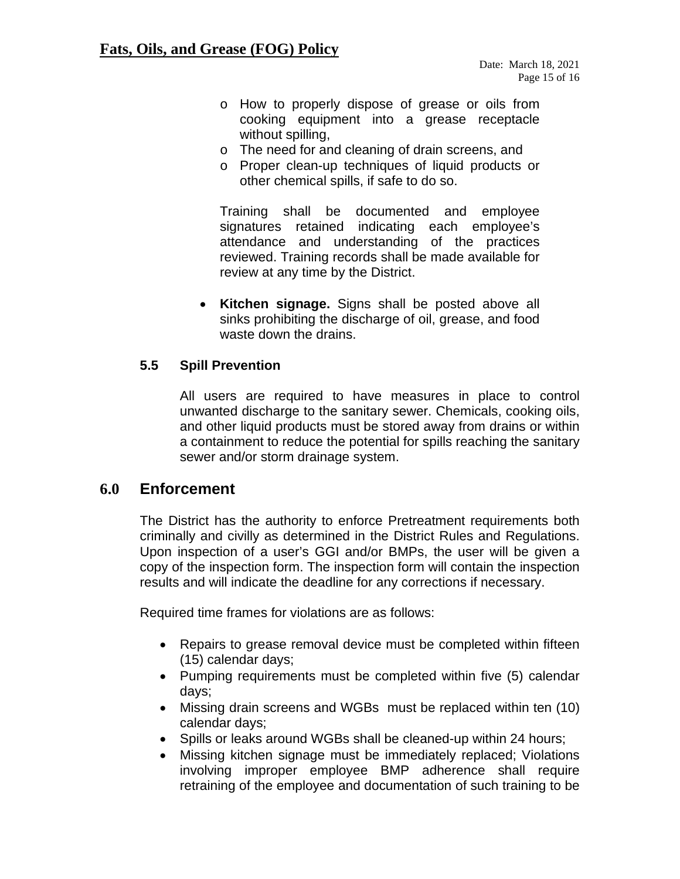- How to properly dispose of grease or oils from cooking equipment into a grease receptacle without spilling,
- The need for and cleaning of drain screens, and
- Proper clean-up techniques of liquid products or other chemical spills, if safe to do so.

Training shall be documented and employee signatures retained indicating each employee's attendance and understanding of the practices reviewed. Training records shall be made available for review at any time by the District.

- **Kitchen signage.** Signs shall be posted above all sinks prohibiting the discharge of oil, grease, and food waste down the drains.

### 5.5 Spill Prevention

All users are required to have measures in place to control unwanted discharge to the sanitary sewer. Chemicals, cooking oils, and other liquid products must be stored away from drains or within a containment to reduce the potential for spills reaching the sanitary sewer and/or storm drainage system.

## 6.0 Enforcement

The District has the authority to enforce Pretreatment requirements both criminally and civilly as determined in the District Rules and Regulations. Upon inspection of a user's GGI and/or BMPs, the user will be given a copy of the inspection form. The inspection form will contain the inspection results and will indicate the deadline for any corrections if necessary.

Required time frames for violations are as follows:

- Repairs to grease removal device must be completed within fifteen (15) calendar days;
- Pumping requirements must be completed within five (5) calendar days;
- Missing drain screens and WGBs must be replaced within ten (10) calendar days;
- Spills or leaks around WGBs shall be cleaned-up within 24 hours;
- Missing kitchen signage must be immediately replaced; Violations involving improper employee BMP adherence shall require retraining of the employee and documentation of such training to be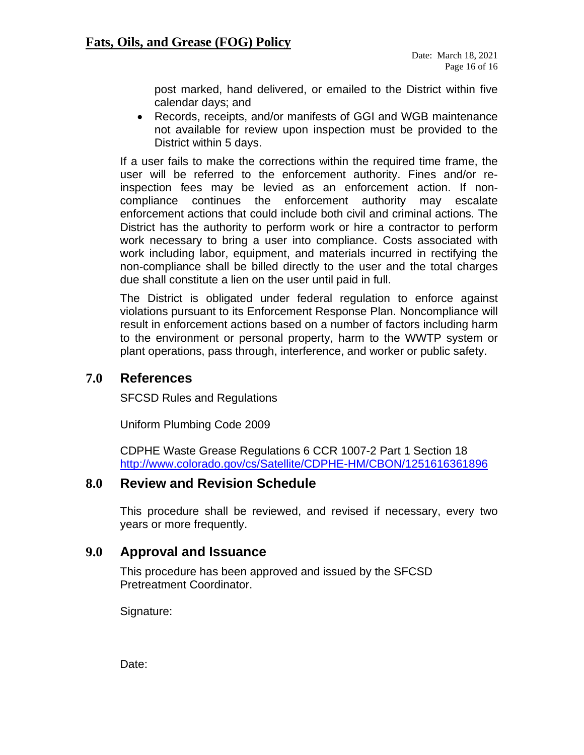post marked, hand delivered, or emailed to the District within five calendar days; and

- Records, receipts, and/or manifests of GGI and WGB maintenance not available for review upon inspection must be provided to the District within 5 days.

If a user fails to make the corrections within the required time frame, the user will be referred to the enforcement authority. Fines and/or re-inspection fees may be levied as an enforcement action. If non-compliance continues the enforcement authority may escalate enforcement actions that could include both civil and criminal actions. The District has the authority to perform work or hire a contractor to perform work necessary to bring a user into compliance. Costs associated with work including labor, equipment, and materials incurred in rectifying the non-compliance shall be billed directly to the user and the total charges due shall constitute a lien on the user until paid in full.

The District is obligated under federal regulation to enforce against violations pursuant to its Enforcement Response Plan. Noncompliance will result in enforcement actions based on a number of factors including harm to the environment or personal property, harm to the WWTP system or plant operations, pass through, interference, and worker or public safety.

## 7.0 References

SFCSD Rules and Regulations

Uniform Plumbing Code 2009

CDPHE Waste Grease Regulations 6 CCR 1007-2 Part 1 Section 18
http://www.colorado.gov/cs/Satellite/CDPHE-HM/CBON/1251616361896

## 8.0 Review and Revision Schedule

This procedure shall be reviewed, and revised if necessary, every two years or more frequently.

## 9.0 Approval and Issuance

This procedure has been approved and issued by the SFCSD Pretreatment Coordinator.

Signature:

Date: